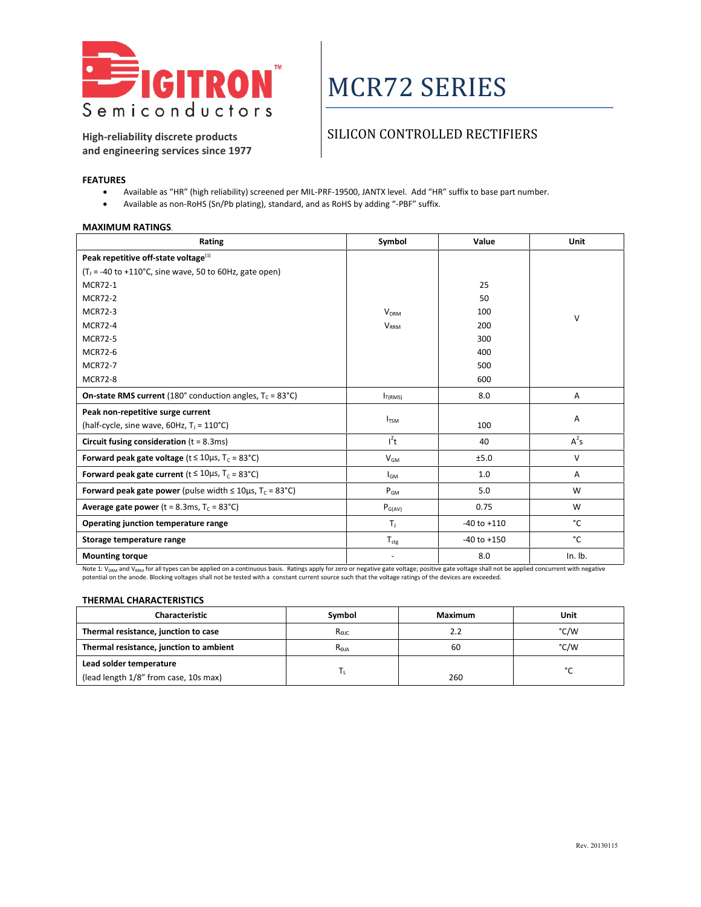**DIGITRON Semiconductors**

**High-reliability discrete products and engineering services since 1977**

# MCR72 SERIES

## SILICON CONTROLLED RECTIFIERS

### FEATURES

- Available as "HR" (high reliability) screened per MIL-PRF-19500, JANTX level. Add "HR" suffix to base part number.
- Available as non-RoHS (Sn/Pb plating), standard, and as RoHS by adding "-PBF" suffix.

### MAXIMUM RATINGS.

| Rating | Symbol | Value | Unit |
|---|---|---|---|
| **Peak repetitive off-state voltage**[1] ($T_J$ = -40 to +110°C, sine wave, 50 to 60Hz, gate open) | $V_{DRM}$ $V_{RRM}$ | | V |
| MCR72-1 | | 25 | |
| MCR72-2 | | 50 | |
| MCR72-3 | | 100 | |
| MCR72-4 | | 200 | |
| MCR72-5 | | 300 | |
| MCR72-6 | | 400 | |
| MCR72-7 | | 500 | |
| MCR72-8 | | 600 | |
| **On-state RMS current** (180° conduction angles, $T_C$ = 83°C) | $I_{T(RMS)}$ | 8.0 | A |
| **Peak non-repetitive surge current** (half-cycle, sine wave, 60Hz, $T_J$ = 110°C) | $I_{TSM}$ | 100 | A |
| **Circuit fusing consideration** (t = 8.3ms) | $I^2t$ | 40 | $A^2s$ |
| **Forward peak gate voltage** (t ≤ 10µs, $T_C$ = 83°C) | $V_{GM}$ | ±5.0 | V |
| **Forward peak gate current** (t ≤ 10µs, $T_C$ = 83°C) | $I_{GM}$ | 1.0 | A |
| **Forward peak gate power** (pulse width ≤ 10µs, $T_C$ = 83°C) | $P_{GM}$ | 5.0 | W |
| **Average gate power** (t = 8.3ms, $T_C$ = 83°C) | $P_{G(AV)}$ | 0.75 | W |
| **Operating junction temperature range** | $T_J$ | -40 to +110 | °C |
| **Storage temperature range** | $T_{stg}$ | -40 to +150 | °C |
| **Mounting torque** | - | 8.0 | In. lb. |

Note 1: $V_{DRM}$ and $V_{RRM}$ for all types can be applied on a continuous basis. Ratings apply for zero or negative gate voltage; positive gate voltage shall not be applied concurrent with negative potential on the anode. Blocking voltages shall not be tested with a constant current source such that the voltage ratings of the devices are exceeded.

### THERMAL CHARACTERISTICS

| Characteristic | Symbol | Maximum | Unit |
|---|---|---|---|
| **Thermal resistance, junction to case** | $R_{\theta JC}$ | 2.2 | °C/W |
| **Thermal resistance, junction to ambient** | $R_{\theta JA}$ | 60 | °C/W |
| **Lead solder temperature** (lead length 1/8" from case, 10s max) | $T_L$ | 260 | °C |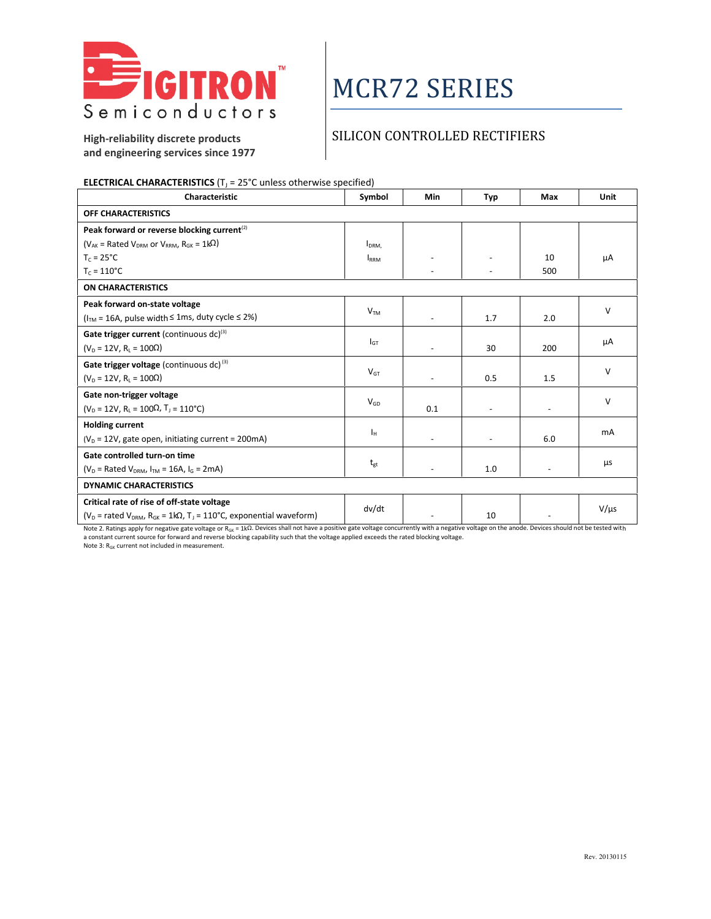# MCR72 SERIES

## SILICON CONTROLLED RECTIFIERS

High-reliability discrete products and engineering services since 1977

**ELECTRICAL CHARACTERISTICS** ($T_J$ = 25°C unless otherwise specified)

| Characteristic | Symbol | Min | Typ | Max | Unit |
|---|---|---|---|---|---|
| **OFF CHARACTERISTICS** | | | | | |
| **Peak forward or reverse blocking current**[2] ($V_{AK}$ = Rated $V_{DRM}$ or $V_{RRM}$, $R_{GK}$ = 1kΩ) $T_C$ = 25°C / $T_C$ = 110°C | $I_{DRM}$, $I_{RRM}$ | - / - | - / - | 10 / 500 | µA |
| **ON CHARACTERISTICS** | | | | | |
| **Peak forward on-state voltage** ($I_{TM}$ = 16A, pulse width ≤ 1ms, duty cycle ≤ 2%) | $V_{TM}$ | - | 1.7 | 2.0 | V |
| **Gate trigger current** (continuous dc)[3] ($V_D$ = 12V, $R_L$ = 100Ω) | $I_{GT}$ | - | 30 | 200 | µA |
| **Gate trigger voltage** (continuous dc)[3] ($V_D$ = 12V, $R_L$ = 100Ω) | $V_{GT}$ | - | 0.5 | 1.5 | V |
| **Gate non-trigger voltage** ($V_D$ = 12V, $R_L$ = 100Ω, $T_J$ = 110°C) | $V_{GD}$ | 0.1 | - | - | V |
| **Holding current** ($V_D$ = 12V, gate open, initiating current = 200mA) | $I_H$ | - | - | 6.0 | mA |
| **Gate controlled turn-on time** ($V_D$ = Rated $V_{DRM}$, $I_{TM}$ = 16A, $I_G$ = 2mA) | $t_{gt}$ | - | 1.0 | - | µs |
| **DYNAMIC CHARACTERISTICS** | | | | | |
| **Critical rate of rise of off-state voltage** ($V_D$ = rated $V_{DRM}$, $R_{GK}$ = 1kΩ, $T_J$ = 110°C, exponential waveform) | dv/dt | - | 10 | - | V/µs |

Note 2. Ratings apply for negative gate voltage or $R_{GK}$ = 1kΩ. Devices shall not have a positive gate voltage concurrently with a negative voltage on the anode. Devices should not be tested with a constant current source for forward and reverse blocking capability such that the voltage applied exceeds the rated blocking voltage.
Note 3: $R_{GK}$ current not included in measurement.

Rev. 20130115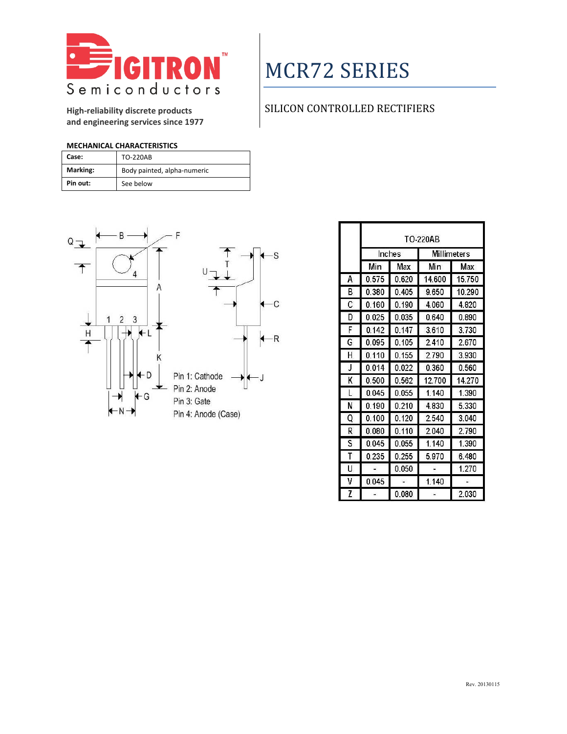DIGITRON Semiconductors

High-reliability discrete products and engineering services since 1977

# MCR72 SERIES

## SILICON CONTROLLED RECTIFIERS

**MECHANICAL CHARACTERISTICS**

| | |
|---|---|
| **Case:** | TO-220AB |
| **Marking:** | Body painted, alpha-numeric |
| **Pin out:** | See below |

Pin 1: Cathode
Pin 2: Anode
Pin 3: Gate
Pin 4: Anode (Case)

| | TO-220AB | | | |
|---|---|---|---|---|
| | Inches | | Millimeters | |
| | Min | Max | Min | Max |
| A | 0.575 | 0.620 | 14.600 | 15.750 |
| B | 0.380 | 0.405 | 9.650 | 10.290 |
| C | 0.160 | 0.190 | 4.060 | 4.820 |
| D | 0.025 | 0.035 | 0.640 | 0.890 |
| F | 0.142 | 0.147 | 3.610 | 3.730 |
| G | 0.095 | 0.105 | 2.410 | 2.670 |
| H | 0.110 | 0.155 | 2.790 | 3.930 |
| J | 0.014 | 0.022 | 0.360 | 0.560 |
| K | 0.500 | 0.562 | 12.700 | 14.270 |
| L | 0.045 | 0.055 | 1.140 | 1.390 |
| N | 0.190 | 0.210 | 4.830 | 5.330 |
| Q | 0.100 | 0.120 | 2.540 | 3.040 |
| R | 0.080 | 0.110 | 2.040 | 2.790 |
| S | 0.045 | 0.055 | 1.140 | 1.390 |
| T | 0.235 | 0.255 | 5.970 | 6.480 |
| U | - | 0.050 | - | 1.270 |
| V | 0.045 | - | 1.140 | - |
| Z | - | 0.080 | - | 2.030 |

Rev. 20130115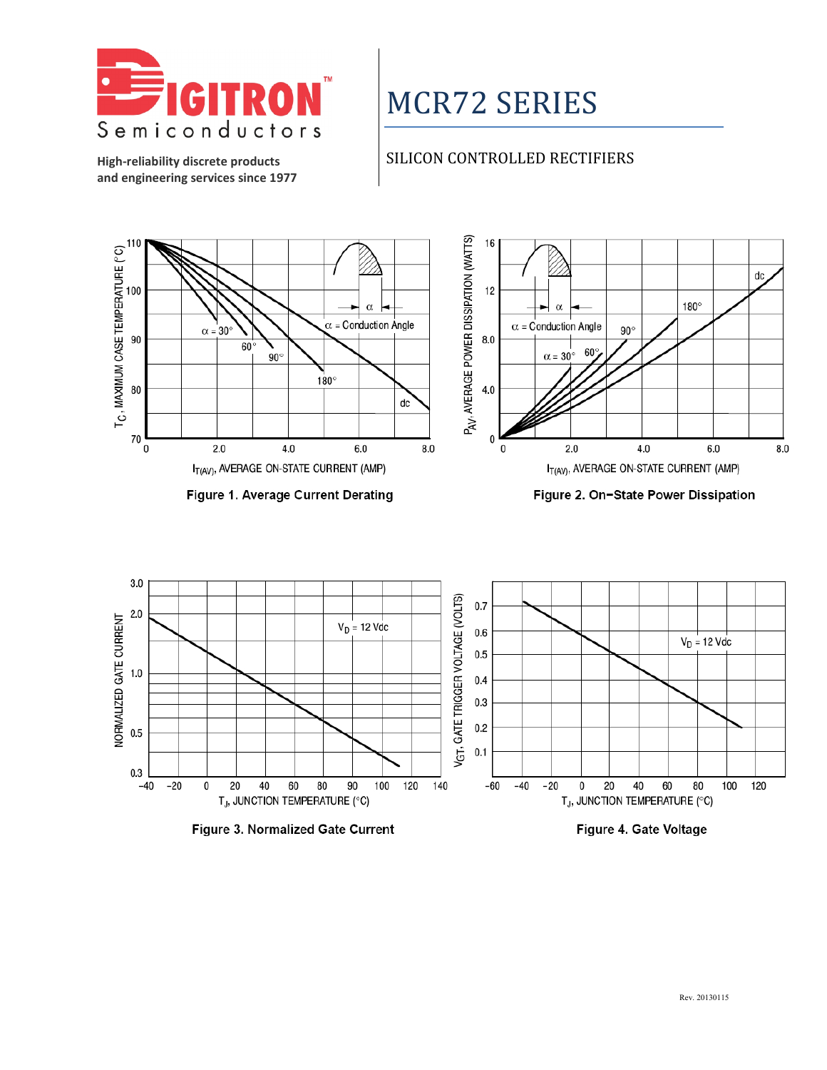# MCR72 SERIES

SILICON CONTROLLED RECTIFIERS

110
100
90
80
70
$T_C$, MAXIMUM CASE TEMPERATURE (°C)
0 2.0 4.0 6.0 8.0
$I_{T(AV)}$, AVERAGE ON-STATE CURRENT (AMP)
α
α = Conduction Angle
α = 30°
60°
90°
180°
dc

Figure 1. Average Current Derating

16
12
8.0
4.0
0
$P_{AV}$, AVERAGE POWER DISSIPATION (WATTS)
0 2.0 4.0 6.0 8.0
$I_{T(AV)}$, AVERAGE ON-STATE CURRENT (AMP)
α
α = Conduction Angle
α = 30°
60°
90°
180°
dc

Figure 2. On−State Power Dissipation

3.0
2.0
1.0
0.5
0.3
NORMALIZED GATE CURRENT
−40 −20 0 20 40 60 80 90 100 120 140
$T_J$, JUNCTION TEMPERATURE (°C)
$V_D$ = 12 Vdc

Figure 3. Normalized Gate Current

0.7
0.6
0.5
0.4
0.3
0.2
0.1
$V_{GT}$, GATE TRIGGER VOLTAGE (VOLTS)
−60 −40 −20 0 20 40 60 80 100 120
$T_J$, JUNCTION TEMPERATURE (°C)
$V_D$ = 12 Vdc

Figure 4. Gate Voltage

Rev. 20130115